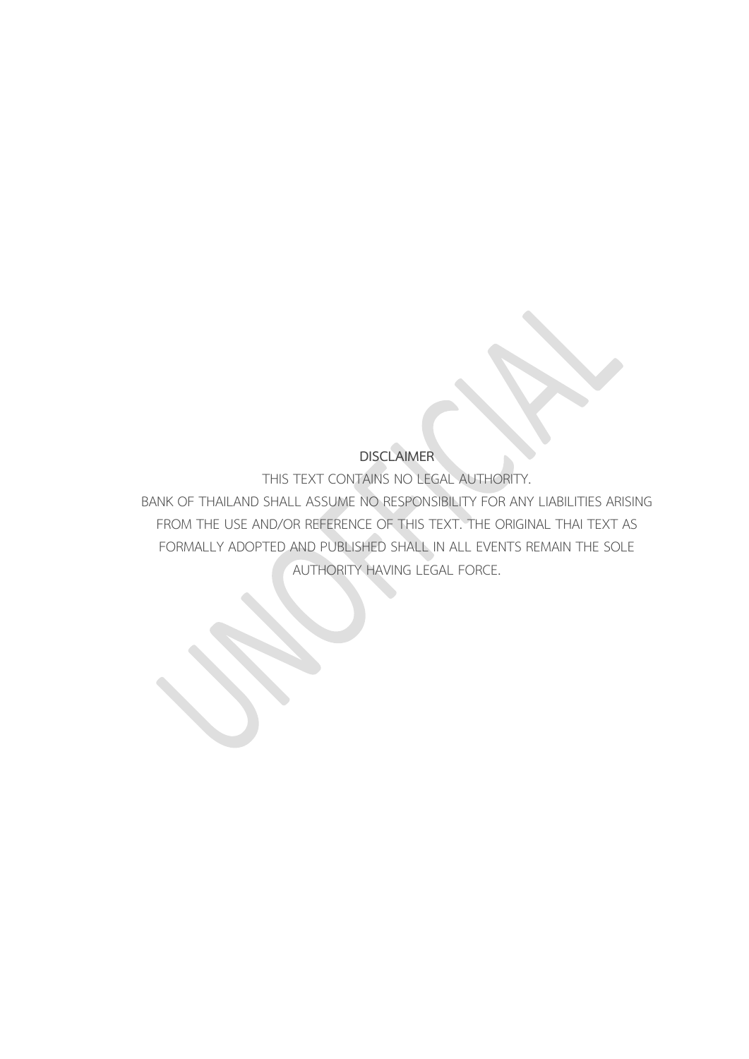DISCLAIMER

THIS TEXT CONTAINS NO LEGAL AUTHORITY.

BANK OF THAILAND SHALL ASSUME NO RESPONSIBILITY FOR ANY LIABILITIES ARISING FROM THE USE AND/OR REFERENCE OF THIS TEXT. THE ORIGINAL THAI TEXT AS FORMALLY ADOPTED AND PUBLISHED SHALL IN ALL EVENTS REMAIN THE SOLE AUTHORITY HAVING LEGAL FORCE.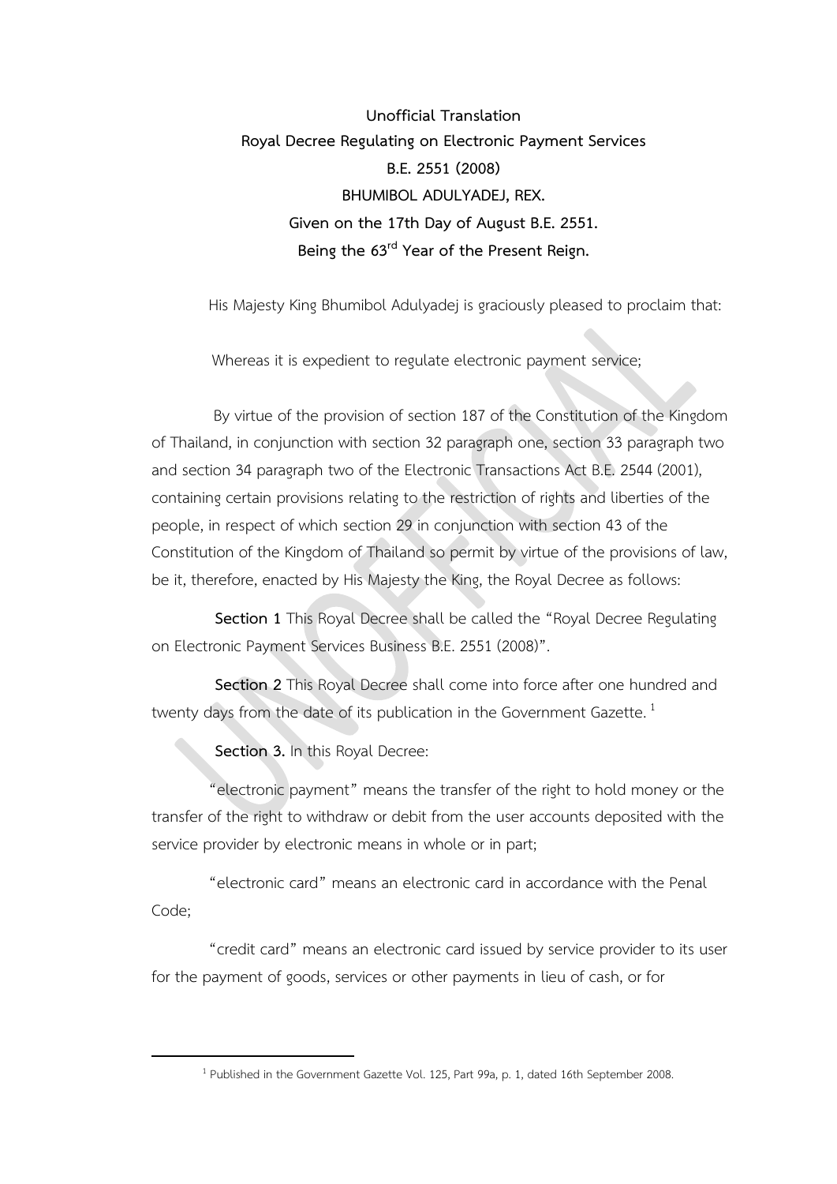**Unofficial Translation**

**Royal Decree Regulating on Electronic Payment Services**

**B.E. 2551 (2008)**

**BHUMIBOL ADULYADEJ, REX.**

**Given on the 17th Day of August B.E. 2551.**

**Being the 63rd Year of the Present Reign.**

His Majesty King Bhumibol Adulyadej is graciously pleased to proclaim that:

Whereas it is expedient to regulate electronic payment service;

By virtue of the provision of section 187 of the Constitution of the Kingdom of Thailand, in conjunction with section 32 paragraph one, section 33 paragraph two and section 34 paragraph two of the Electronic Transactions Act B.E. 2544 (2001), containing certain provisions relating to the restriction of rights and liberties of the people, in respect of which section 29 in conjunction with section 43 of the Constitution of the Kingdom of Thailand so permit by virtue of the provisions of law, be it, therefore, enacted by His Majesty the King, the Royal Decree as follows:

**Section 1** This Royal Decree shall be called the "Royal Decree Regulating on Electronic Payment Services Business B.E. 2551 (2008)".

**Section 2** This Royal Decree shall come into force after one hundred and twenty days from the date of its publication in the Government Gazette. [1]

**Section 3.** In this Royal Decree:

"electronic payment" means the transfer of the right to hold money or the transfer of the right to withdraw or debit from the user accounts deposited with the service provider by electronic means in whole or in part;

"electronic card" means an electronic card in accordance with the Penal Code;

"credit card" means an electronic card issued by service provider to its user for the payment of goods, services or other payments in lieu of cash, or for

[1] Published in the Government Gazette Vol. 125, Part 99a, p. 1, dated 16th September 2008.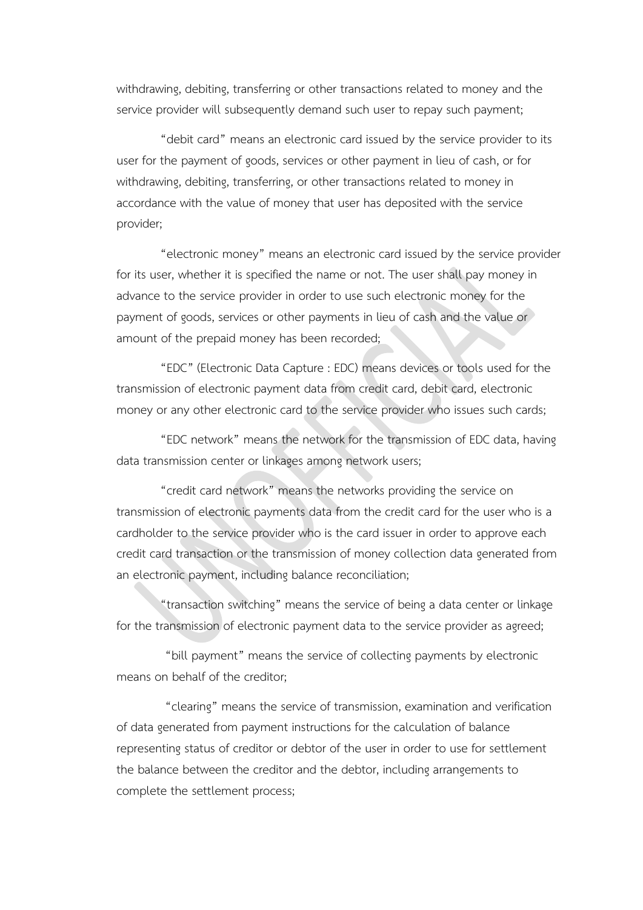withdrawing, debiting, transferring or other transactions related to money and the service provider will subsequently demand such user to repay such payment;

"debit card" means an electronic card issued by the service provider to its user for the payment of goods, services or other payment in lieu of cash, or for withdrawing, debiting, transferring, or other transactions related to money in accordance with the value of money that user has deposited with the service provider;

"electronic money" means an electronic card issued by the service provider for its user, whether it is specified the name or not. The user shall pay money in advance to the service provider in order to use such electronic money for the payment of goods, services or other payments in lieu of cash and the value or amount of the prepaid money has been recorded;

"EDC" (Electronic Data Capture : EDC) means devices or tools used for the transmission of electronic payment data from credit card, debit card, electronic money or any other electronic card to the service provider who issues such cards;

"EDC network" means the network for the transmission of EDC data, having data transmission center or linkages among network users;

"credit card network" means the networks providing the service on transmission of electronic payments data from the credit card for the user who is a cardholder to the service provider who is the card issuer in order to approve each credit card transaction or the transmission of money collection data generated from an electronic payment, including balance reconciliation;

"transaction switching" means the service of being a data center or linkage for the transmission of electronic payment data to the service provider as agreed;

"bill payment" means the service of collecting payments by electronic means on behalf of the creditor;

"clearing" means the service of transmission, examination and verification of data generated from payment instructions for the calculation of balance representing status of creditor or debtor of the user in order to use for settlement the balance between the creditor and the debtor, including arrangements to complete the settlement process;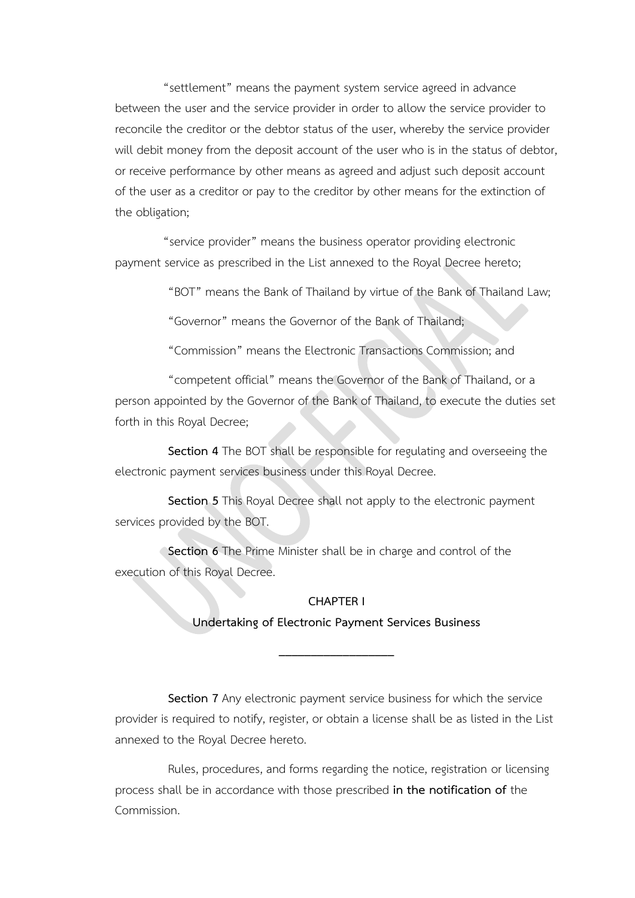"settlement" means the payment system service agreed in advance between the user and the service provider in order to allow the service provider to reconcile the creditor or the debtor status of the user, whereby the service provider will debit money from the deposit account of the user who is in the status of debtor, or receive performance by other means as agreed and adjust such deposit account of the user as a creditor or pay to the creditor by other means for the extinction of the obligation;

"service provider" means the business operator providing electronic payment service as prescribed in the List annexed to the Royal Decree hereto;

"BOT" means the Bank of Thailand by virtue of the Bank of Thailand Law;

"Governor" means the Governor of the Bank of Thailand;

"Commission" means the Electronic Transactions Commission; and

"competent official" means the Governor of the Bank of Thailand, or a person appointed by the Governor of the Bank of Thailand, to execute the duties set forth in this Royal Decree;

**Section 4** The BOT shall be responsible for regulating and overseeing the electronic payment services business under this Royal Decree.

**Section 5** This Royal Decree shall not apply to the electronic payment services provided by the BOT.

**Section 6** The Prime Minister shall be in charge and control of the execution of this Royal Decree.

## CHAPTER I

## Undertaking of Electronic Payment Services Business

---

**Section 7** Any electronic payment service business for which the service provider is required to notify, register, or obtain a license shall be as listed in the List annexed to the Royal Decree hereto.

Rules, procedures, and forms regarding the notice, registration or licensing process shall be in accordance with those prescribed **in the notification of** the Commission.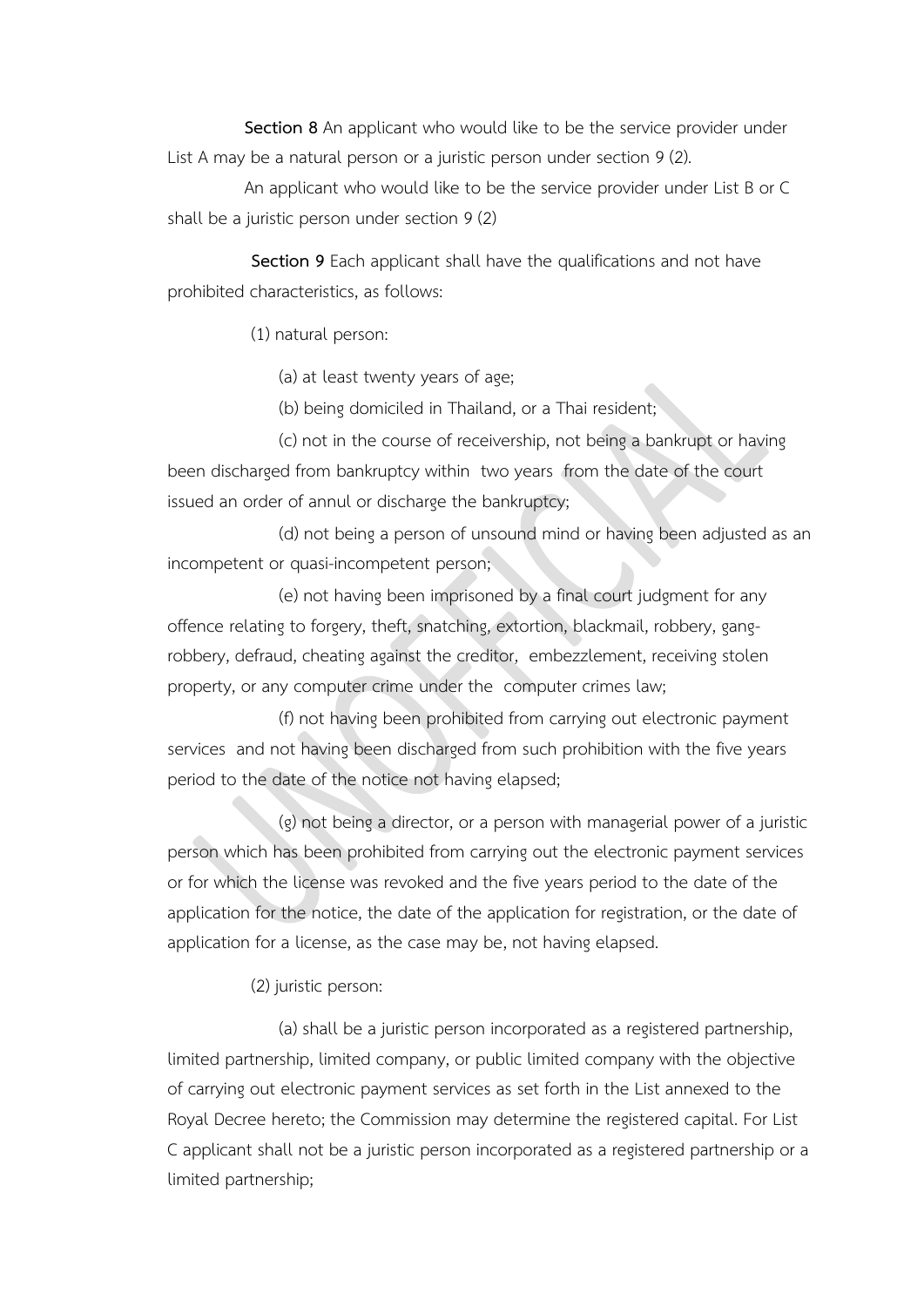**Section 8** An applicant who would like to be the service provider under List A may be a natural person or a juristic person under section 9 (2).

An applicant who would like to be the service provider under List B or C shall be a juristic person under section 9 (2)

**Section 9** Each applicant shall have the qualifications and not have prohibited characteristics, as follows:

(1) natural person:

(a) at least twenty years of age;

(b) being domiciled in Thailand, or a Thai resident;

(c) not in the course of receivership, not being a bankrupt or having been discharged from bankruptcy within two years from the date of the court issued an order of annul or discharge the bankruptcy;

(d) not being a person of unsound mind or having been adjusted as an incompetent or quasi-incompetent person;

(e) not having been imprisoned by a final court judgment for any offence relating to forgery, theft, snatching, extortion, blackmail, robbery, gang-robbery, defraud, cheating against the creditor, embezzlement, receiving stolen property, or any computer crime under the computer crimes law;

(f) not having been prohibited from carrying out electronic payment services and not having been discharged from such prohibition with the five years period to the date of the notice not having elapsed;

(g) not being a director, or a person with managerial power of a juristic person which has been prohibited from carrying out the electronic payment services or for which the license was revoked and the five years period to the date of the application for the notice, the date of the application for registration, or the date of application for a license, as the case may be, not having elapsed.

(2) juristic person:

(a) shall be a juristic person incorporated as a registered partnership, limited partnership, limited company, or public limited company with the objective of carrying out electronic payment services as set forth in the List annexed to the Royal Decree hereto; the Commission may determine the registered capital. For List C applicant shall not be a juristic person incorporated as a registered partnership or a limited partnership;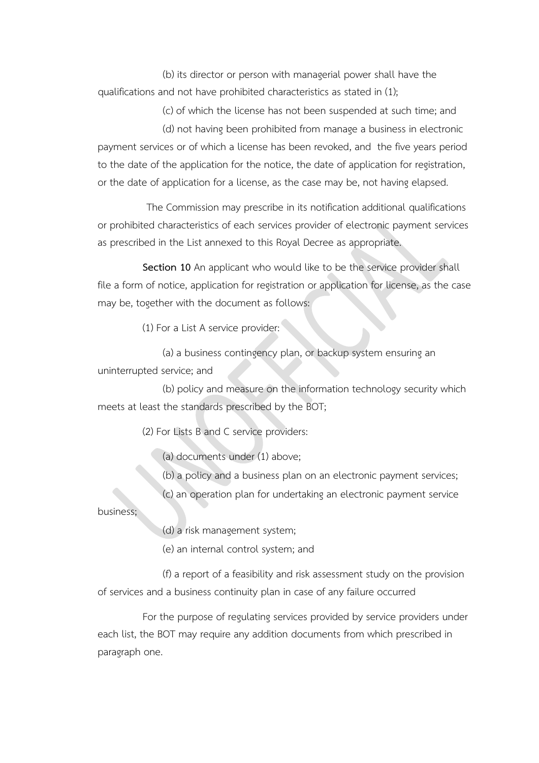(b) its director or person with managerial power shall have the qualifications and not have prohibited characteristics as stated in (1);

(c) of which the license has not been suspended at such time; and

(d) not having been prohibited from manage a business in electronic payment services or of which a license has been revoked, and the five years period to the date of the application for the notice, the date of application for registration, or the date of application for a license, as the case may be, not having elapsed.

The Commission may prescribe in its notification additional qualifications or prohibited characteristics of each services provider of electronic payment services as prescribed in the List annexed to this Royal Decree as appropriate.

**Section 10** An applicant who would like to be the service provider shall file a form of notice, application for registration or application for license, as the case may be, together with the document as follows:

(1) For a List A service provider:

(a) a business contingency plan, or backup system ensuring an uninterrupted service; and

(b) policy and measure on the information technology security which meets at least the standards prescribed by the BOT;

(2) For Lists B and C service providers:

(a) documents under (1) above;

(b) a policy and a business plan on an electronic payment services;

(c) an operation plan for undertaking an electronic payment service business;

(d) a risk management system;

(e) an internal control system; and

(f) a report of a feasibility and risk assessment study on the provision of services and a business continuity plan in case of any failure occurred

For the purpose of regulating services provided by service providers under each list, the BOT may require any addition documents from which prescribed in paragraph one.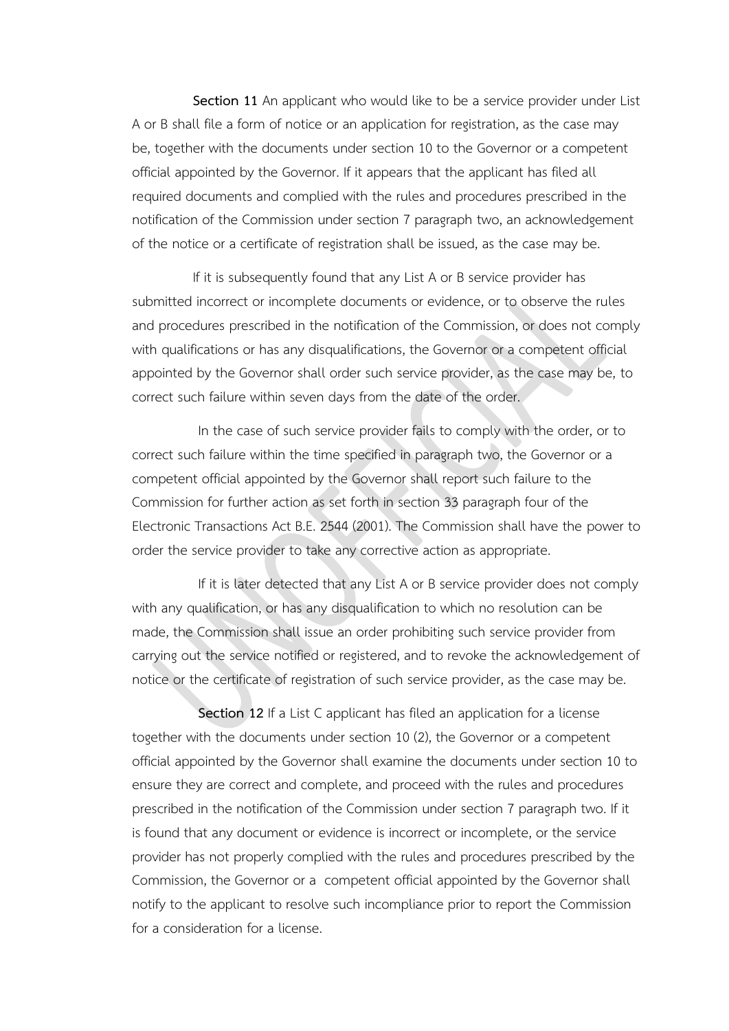**Section 11** An applicant who would like to be a service provider under List A or B shall file a form of notice or an application for registration, as the case may be, together with the documents under section 10 to the Governor or a competent official appointed by the Governor. If it appears that the applicant has filed all required documents and complied with the rules and procedures prescribed in the notification of the Commission under section 7 paragraph two, an acknowledgement of the notice or a certificate of registration shall be issued, as the case may be.

If it is subsequently found that any List A or B service provider has submitted incorrect or incomplete documents or evidence, or to observe the rules and procedures prescribed in the notification of the Commission, or does not comply with qualifications or has any disqualifications, the Governor or a competent official appointed by the Governor shall order such service provider, as the case may be, to correct such failure within seven days from the date of the order.

In the case of such service provider fails to comply with the order, or to correct such failure within the time specified in paragraph two, the Governor or a competent official appointed by the Governor shall report such failure to the Commission for further action as set forth in section 33 paragraph four of the Electronic Transactions Act B.E. 2544 (2001). The Commission shall have the power to order the service provider to take any corrective action as appropriate.

If it is later detected that any List A or B service provider does not comply with any qualification, or has any disqualification to which no resolution can be made, the Commission shall issue an order prohibiting such service provider from carrying out the service notified or registered, and to revoke the acknowledgement of notice or the certificate of registration of such service provider, as the case may be.

**Section 12** If a List C applicant has filed an application for a license together with the documents under section 10 (2), the Governor or a competent official appointed by the Governor shall examine the documents under section 10 to ensure they are correct and complete, and proceed with the rules and procedures prescribed in the notification of the Commission under section 7 paragraph two. If it is found that any document or evidence is incorrect or incomplete, or the service provider has not properly complied with the rules and procedures prescribed by the Commission, the Governor or a competent official appointed by the Governor shall notify to the applicant to resolve such incompliance prior to report the Commission for a consideration for a license.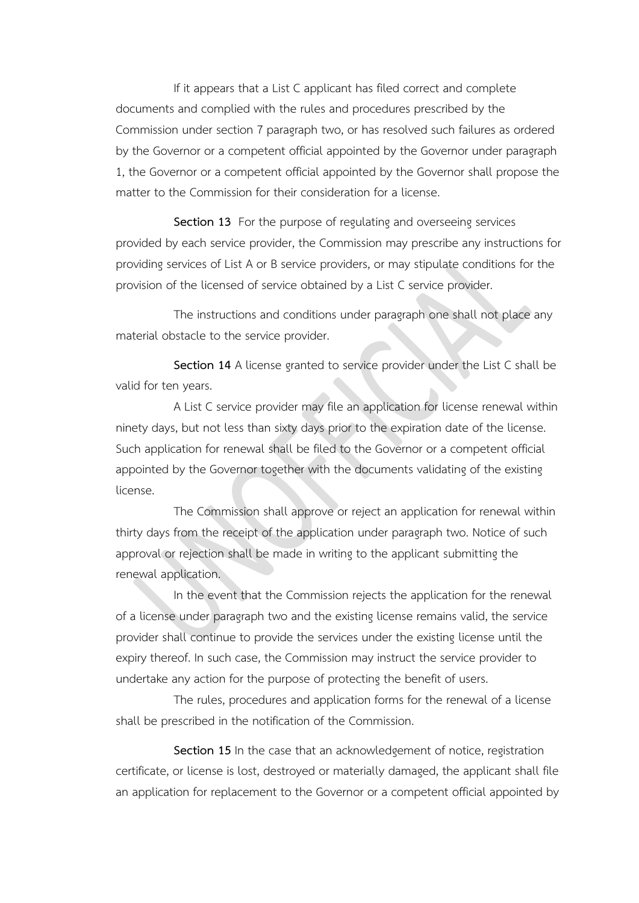If it appears that a List C applicant has filed correct and complete documents and complied with the rules and procedures prescribed by the Commission under section 7 paragraph two, or has resolved such failures as ordered by the Governor or a competent official appointed by the Governor under paragraph 1, the Governor or a competent official appointed by the Governor shall propose the matter to the Commission for their consideration for a license.

**Section 13** For the purpose of regulating and overseeing services provided by each service provider, the Commission may prescribe any instructions for providing services of List A or B service providers, or may stipulate conditions for the provision of the licensed of service obtained by a List C service provider.

The instructions and conditions under paragraph one shall not place any material obstacle to the service provider.

**Section 14** A license granted to service provider under the List C shall be valid for ten years.

A List C service provider may file an application for license renewal within ninety days, but not less than sixty days prior to the expiration date of the license. Such application for renewal shall be filed to the Governor or a competent official appointed by the Governor together with the documents validating of the existing license.

The Commission shall approve or reject an application for renewal within thirty days from the receipt of the application under paragraph two. Notice of such approval or rejection shall be made in writing to the applicant submitting the renewal application.

In the event that the Commission rejects the application for the renewal of a license under paragraph two and the existing license remains valid, the service provider shall continue to provide the services under the existing license until the expiry thereof. In such case, the Commission may instruct the service provider to undertake any action for the purpose of protecting the benefit of users.

The rules, procedures and application forms for the renewal of a license shall be prescribed in the notification of the Commission.

**Section 15** In the case that an acknowledgement of notice, registration certificate, or license is lost, destroyed or materially damaged, the applicant shall file an application for replacement to the Governor or a competent official appointed by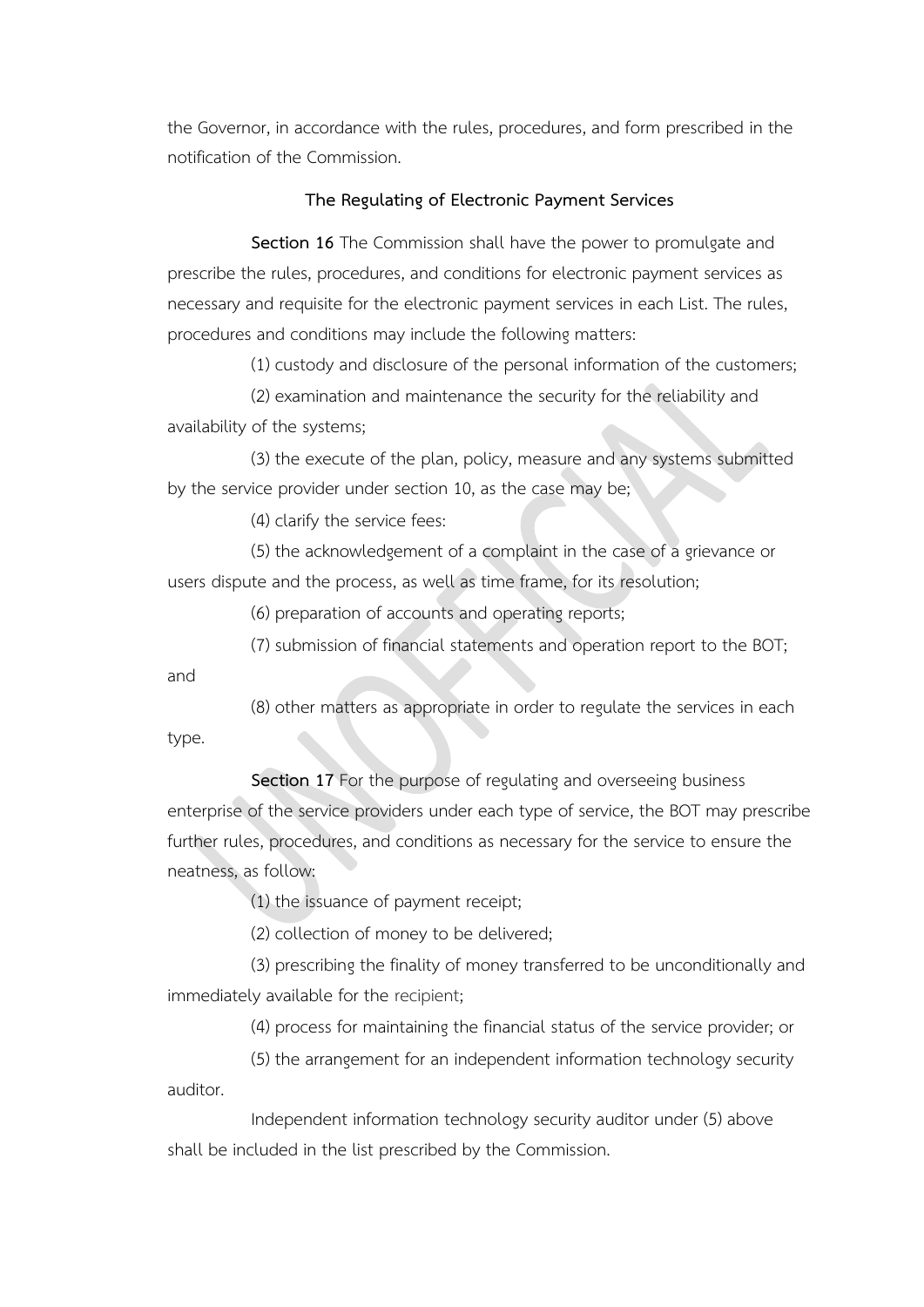the Governor, in accordance with the rules, procedures, and form prescribed in the notification of the Commission.

### The Regulating of Electronic Payment Services

**Section 16** The Commission shall have the power to promulgate and prescribe the rules, procedures, and conditions for electronic payment services as necessary and requisite for the electronic payment services in each List. The rules, procedures and conditions may include the following matters:

(1) custody and disclosure of the personal information of the customers;

(2) examination and maintenance the security for the reliability and availability of the systems;

(3) the execute of the plan, policy, measure and any systems submitted by the service provider under section 10, as the case may be;

(4) clarify the service fees:

(5) the acknowledgement of a complaint in the case of a grievance or users dispute and the process, as well as time frame, for its resolution;

(6) preparation of accounts and operating reports;

(7) submission of financial statements and operation report to the BOT; and

(8) other matters as appropriate in order to regulate the services in each type.

**Section 17** For the purpose of regulating and overseeing business enterprise of the service providers under each type of service, the BOT may prescribe further rules, procedures, and conditions as necessary for the service to ensure the neatness, as follow:

(1) the issuance of payment receipt;

(2) collection of money to be delivered;

(3) prescribing the finality of money transferred to be unconditionally and immediately available for the recipient;

(4) process for maintaining the financial status of the service provider; or

(5) the arrangement for an independent information technology security auditor.

Independent information technology security auditor under (5) above shall be included in the list prescribed by the Commission.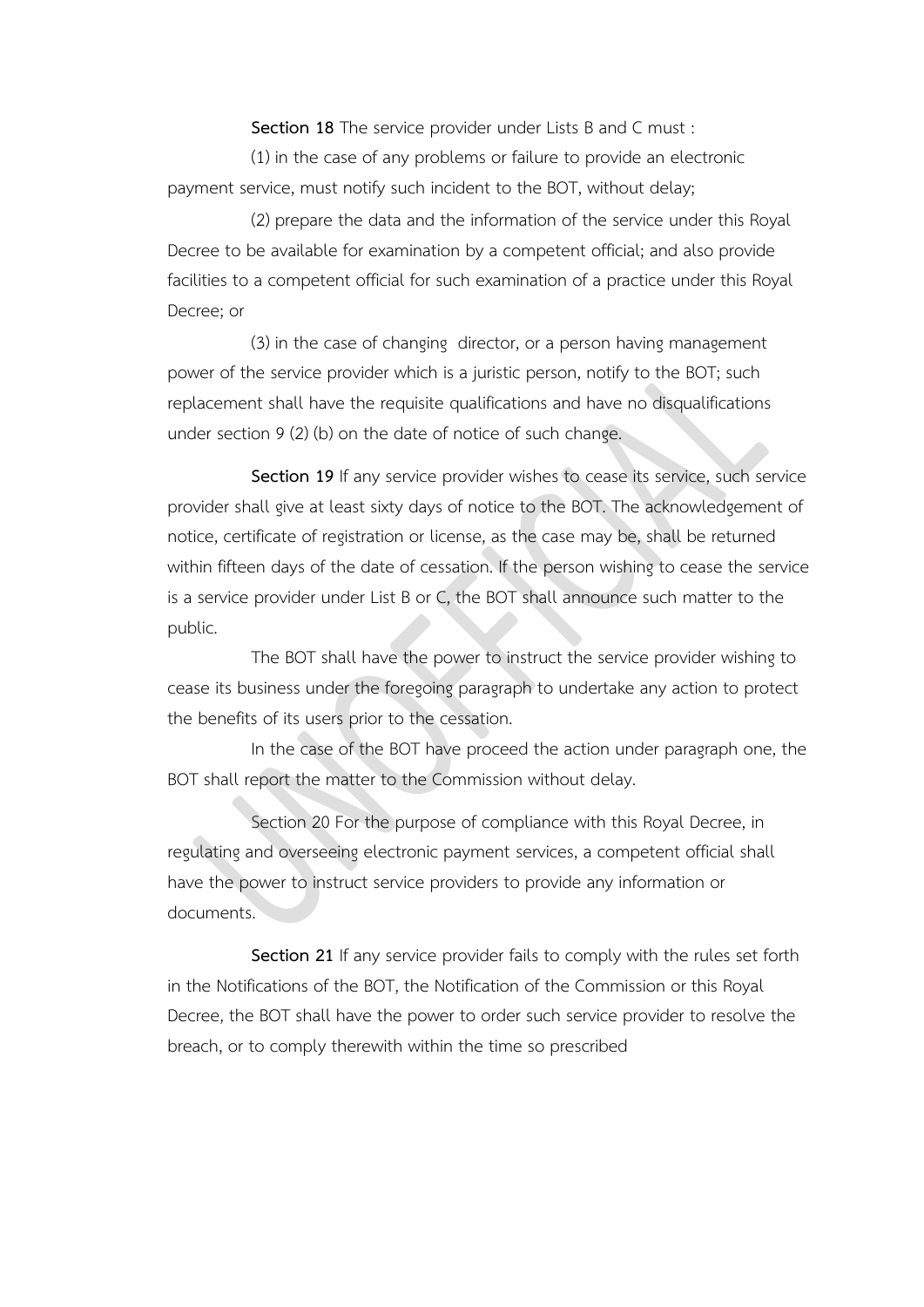**Section 18** The service provider under Lists B and C must :

(1) in the case of any problems or failure to provide an electronic payment service, must notify such incident to the BOT, without delay;

(2) prepare the data and the information of the service under this Royal Decree to be available for examination by a competent official; and also provide facilities to a competent official for such examination of a practice under this Royal Decree; or

(3) in the case of changing director, or a person having management power of the service provider which is a juristic person, notify to the BOT; such replacement shall have the requisite qualifications and have no disqualifications under section 9 (2) (b) on the date of notice of such change.

**Section 19** If any service provider wishes to cease its service, such service provider shall give at least sixty days of notice to the BOT. The acknowledgement of notice, certificate of registration or license, as the case may be, shall be returned within fifteen days of the date of cessation. If the person wishing to cease the service is a service provider under List B or C, the BOT shall announce such matter to the public.

The BOT shall have the power to instruct the service provider wishing to cease its business under the foregoing paragraph to undertake any action to protect the benefits of its users prior to the cessation.

In the case of the BOT have proceed the action under paragraph one, the BOT shall report the matter to the Commission without delay.

Section 20 For the purpose of compliance with this Royal Decree, in regulating and overseeing electronic payment services, a competent official shall have the power to instruct service providers to provide any information or documents.

**Section 21** If any service provider fails to comply with the rules set forth in the Notifications of the BOT, the Notification of the Commission or this Royal Decree, the BOT shall have the power to order such service provider to resolve the breach, or to comply therewith within the time so prescribed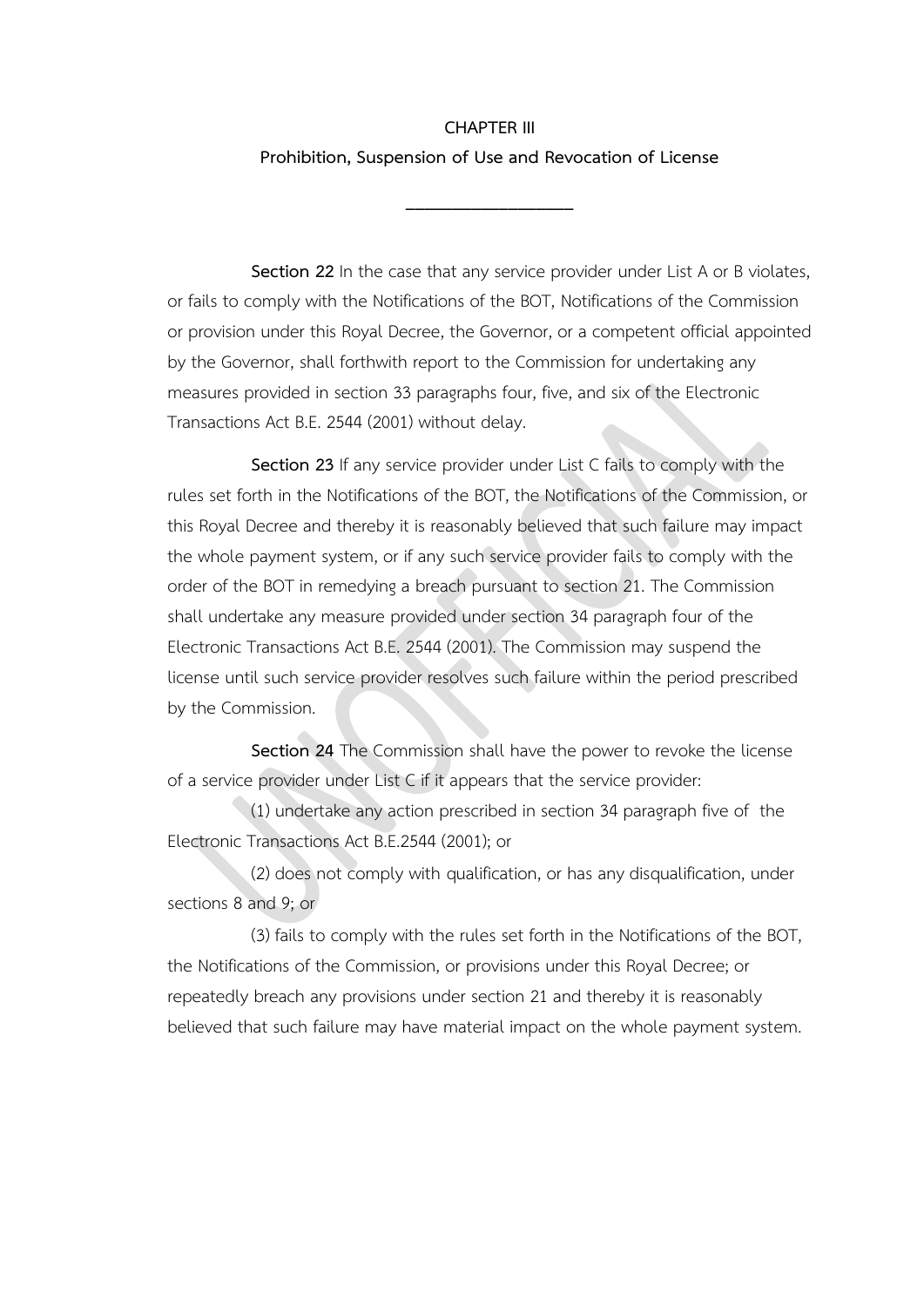## CHAPTER III

## Prohibition, Suspension of Use and Revocation of License

**Section 22** In the case that any service provider under List A or B violates, or fails to comply with the Notifications of the BOT, Notifications of the Commission or provision under this Royal Decree, the Governor, or a competent official appointed by the Governor, shall forthwith report to the Commission for undertaking any measures provided in section 33 paragraphs four, five, and six of the Electronic Transactions Act B.E. 2544 (2001) without delay.

**Section 23** If any service provider under List C fails to comply with the rules set forth in the Notifications of the BOT, the Notifications of the Commission, or this Royal Decree and thereby it is reasonably believed that such failure may impact the whole payment system, or if any such service provider fails to comply with the order of the BOT in remedying a breach pursuant to section 21. The Commission shall undertake any measure provided under section 34 paragraph four of the Electronic Transactions Act B.E. 2544 (2001). The Commission may suspend the license until such service provider resolves such failure within the period prescribed by the Commission.

**Section 24** The Commission shall have the power to revoke the license of a service provider under List C if it appears that the service provider:

(1) undertake any action prescribed in section 34 paragraph five of the Electronic Transactions Act B.E.2544 (2001); or

(2) does not comply with qualification, or has any disqualification, under sections 8 and 9; or

(3) fails to comply with the rules set forth in the Notifications of the BOT, the Notifications of the Commission, or provisions under this Royal Decree; or repeatedly breach any provisions under section 21 and thereby it is reasonably believed that such failure may have material impact on the whole payment system.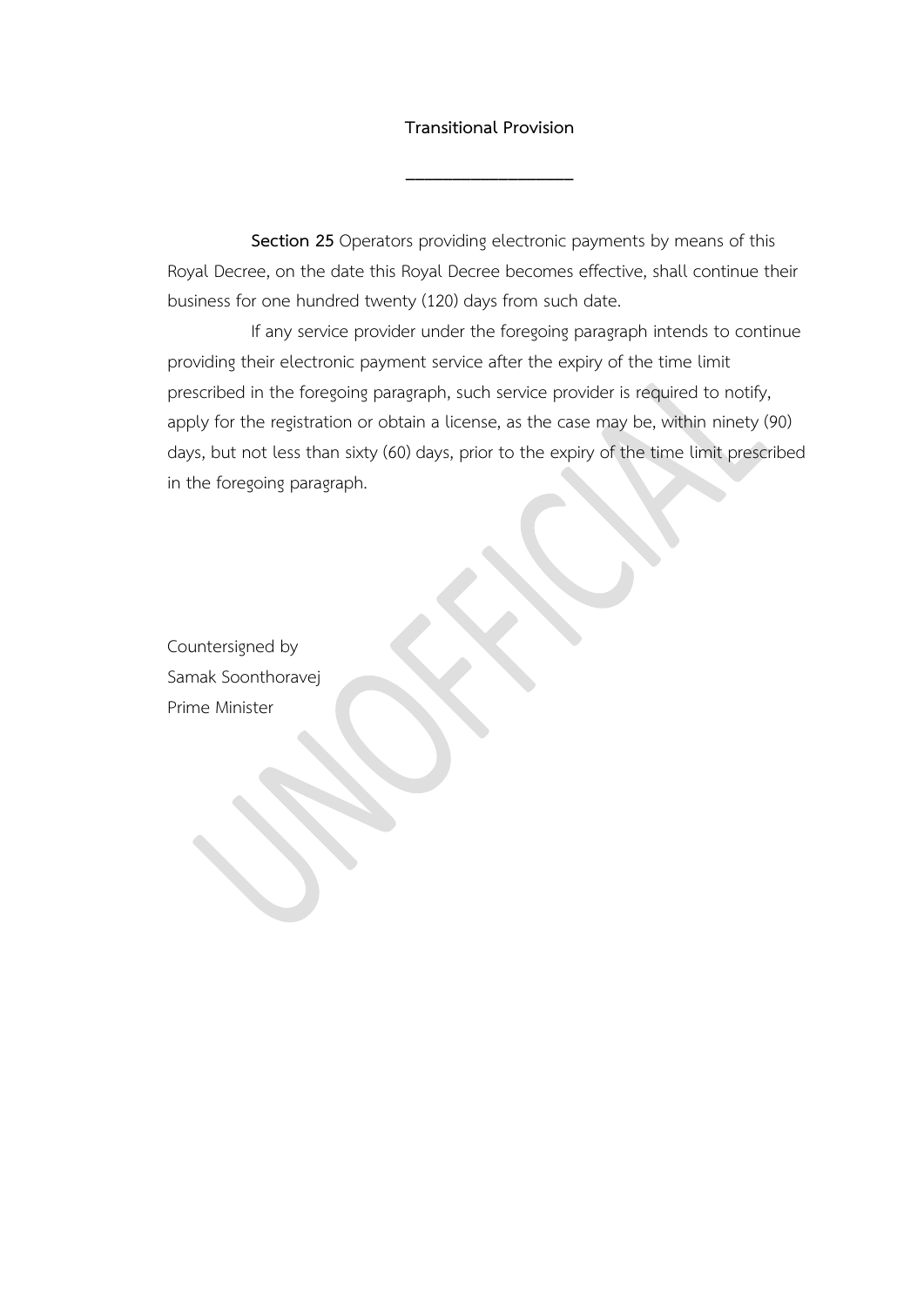**Transitional Provision**

---

**Section 25** Operators providing electronic payments by means of this Royal Decree, on the date this Royal Decree becomes effective, shall continue their business for one hundred twenty (120) days from such date.

If any service provider under the foregoing paragraph intends to continue providing their electronic payment service after the expiry of the time limit prescribed in the foregoing paragraph, such service provider is required to notify, apply for the registration or obtain a license, as the case may be, within ninety (90) days, but not less than sixty (60) days, prior to the expiry of the time limit prescribed in the foregoing paragraph.

Countersigned by
Samak Soonthoravej
Prime Minister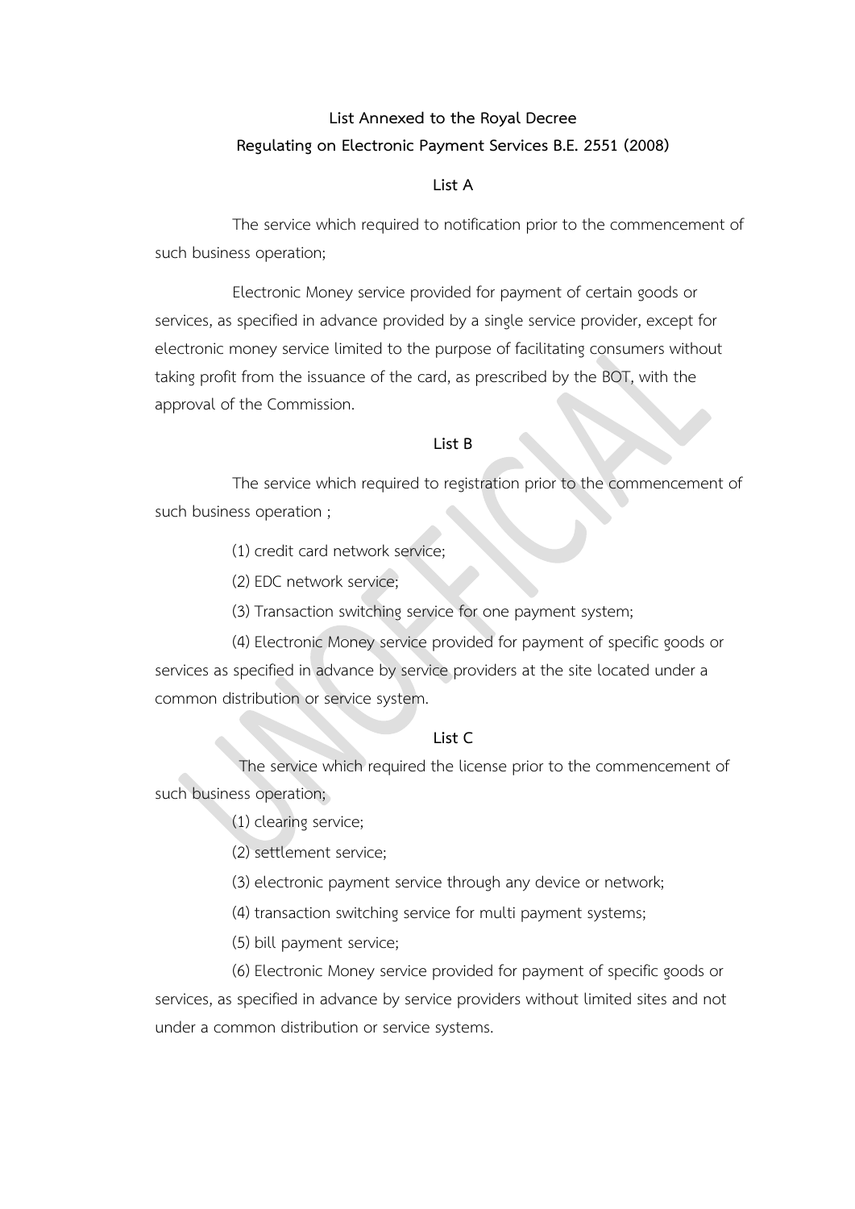**List Annexed to the Royal Decree**
**Regulating on Electronic Payment Services B.E. 2551 (2008)**

**List A**

The service which required to notification prior to the commencement of such business operation;

Electronic Money service provided for payment of certain goods or services, as specified in advance provided by a single service provider, except for electronic money service limited to the purpose of facilitating consumers without taking profit from the issuance of the card, as prescribed by the BOT, with the approval of the Commission.

**List B**

The service which required to registration prior to the commencement of such business operation ;

(1) credit card network service;

(2) EDC network service;

(3) Transaction switching service for one payment system;

(4) Electronic Money service provided for payment of specific goods or services as specified in advance by service providers at the site located under a common distribution or service system.

**List C**

The service which required the license prior to the commencement of such business operation;

(1) clearing service;

(2) settlement service;

(3) electronic payment service through any device or network;

(4) transaction switching service for multi payment systems;

(5) bill payment service;

(6) Electronic Money service provided for payment of specific goods or services, as specified in advance by service providers without limited sites and not under a common distribution or service systems.